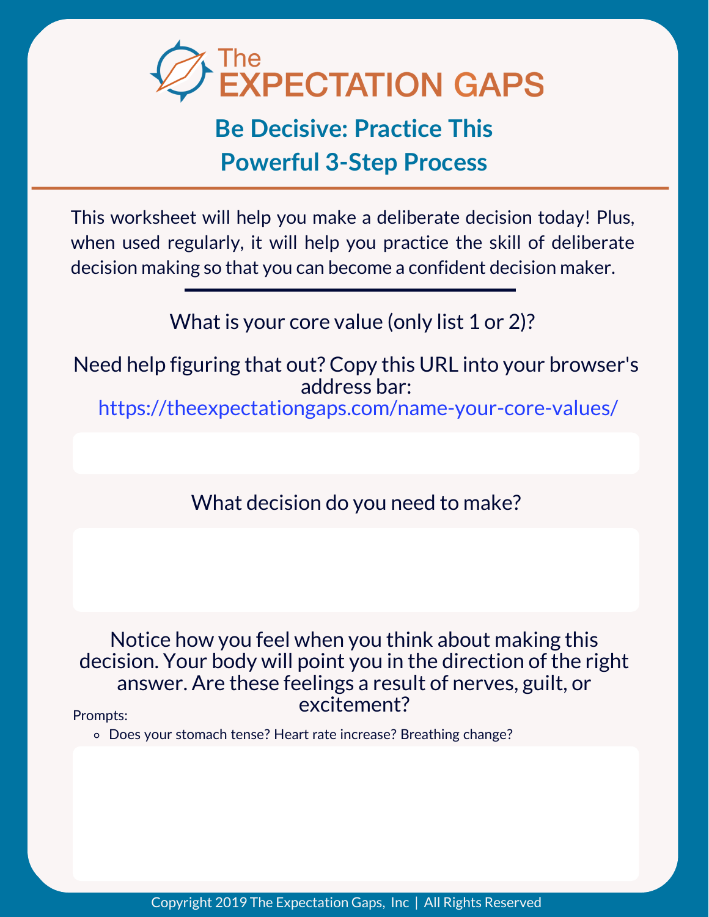# The EXPECTATION GAPS

## Be Decisive: Practice This Powerful 3-Step Process

This worksheet will help you make a deliberate decision today! Plus, when used regularly, it will help you practice the skill of deliberate decision making so that you can become a confident decision maker.

---

What is your core value (only list 1 or 2)?

Need help figuring that out? Copy this URL into your browser's address bar:
https://theexpectationgaps.com/name-your-core-values/

What decision do you need to make?

Notice how you feel when you think about making this decision. Your body will point you in the direction of the right answer. Are these feelings a result of nerves, guilt, or excitement?

Prompts:

- Does your stomach tense? Heart rate increase? Breathing change?

Copyright 2019 The Expectation Gaps, Inc | All Rights Reserved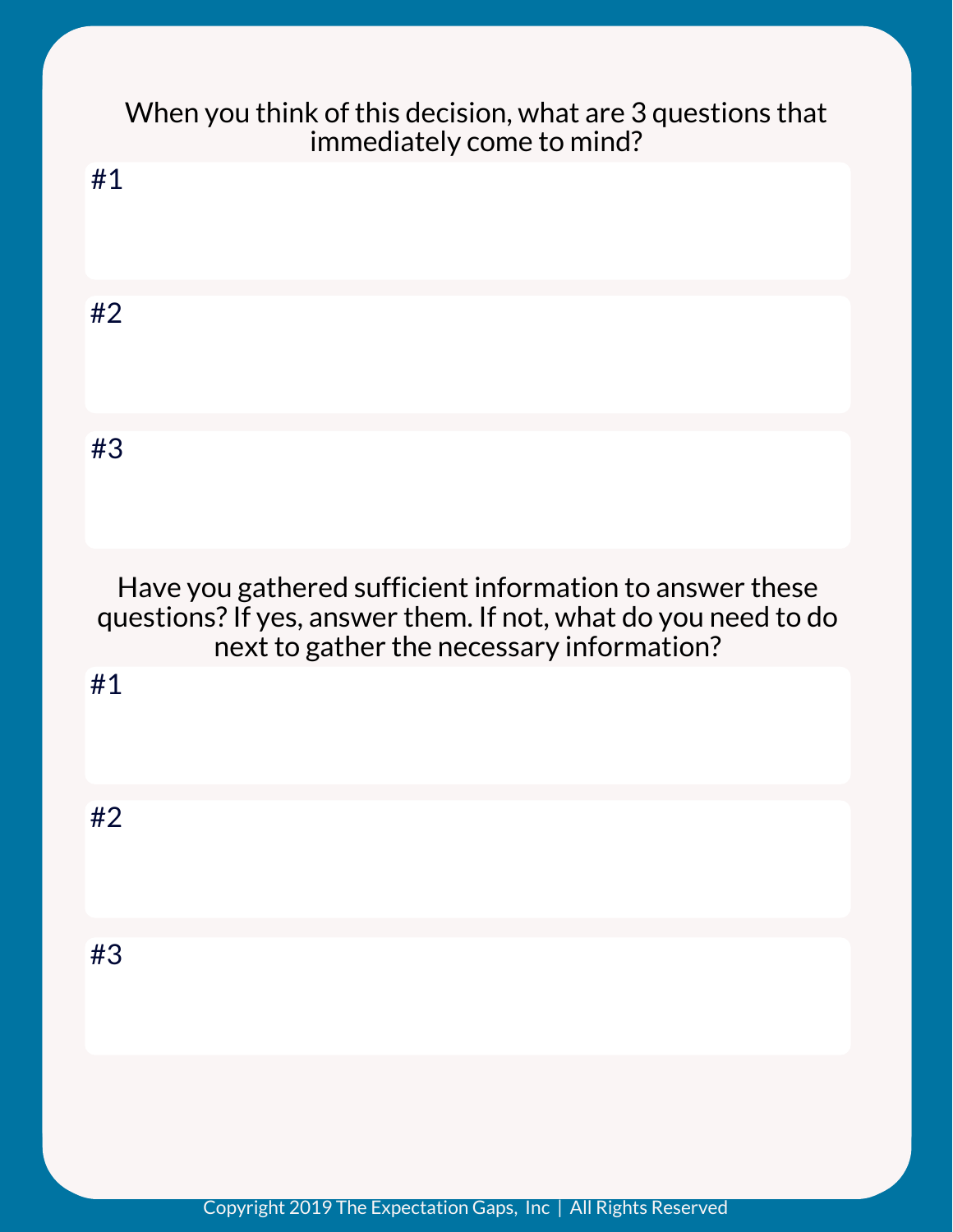When you think of this decision, what are 3 questions that immediately come to mind?

#1

#2

#3

Have you gathered sufficient information to answer these questions? If yes, answer them. If not, what do you need to do next to gather the necessary information?

#1

#2

#3

Copyright 2019 The Expectation Gaps, Inc | All Rights Reserved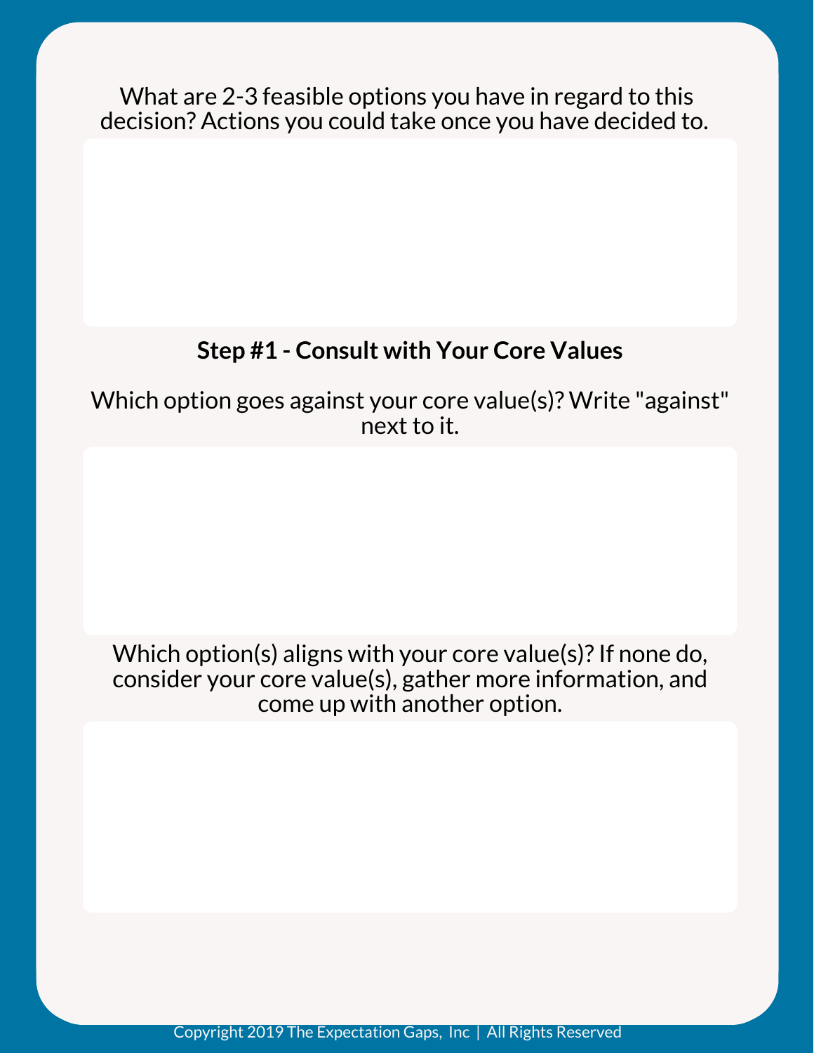What are 2-3 feasible options you have in regard to this decision? Actions you could take once you have decided to.

**Step #1 - Consult with Your Core Values**

Which option goes against your core value(s)? Write "against" next to it.

Which option(s) aligns with your core value(s)? If none do, consider your core value(s), gather more information, and come up with another option.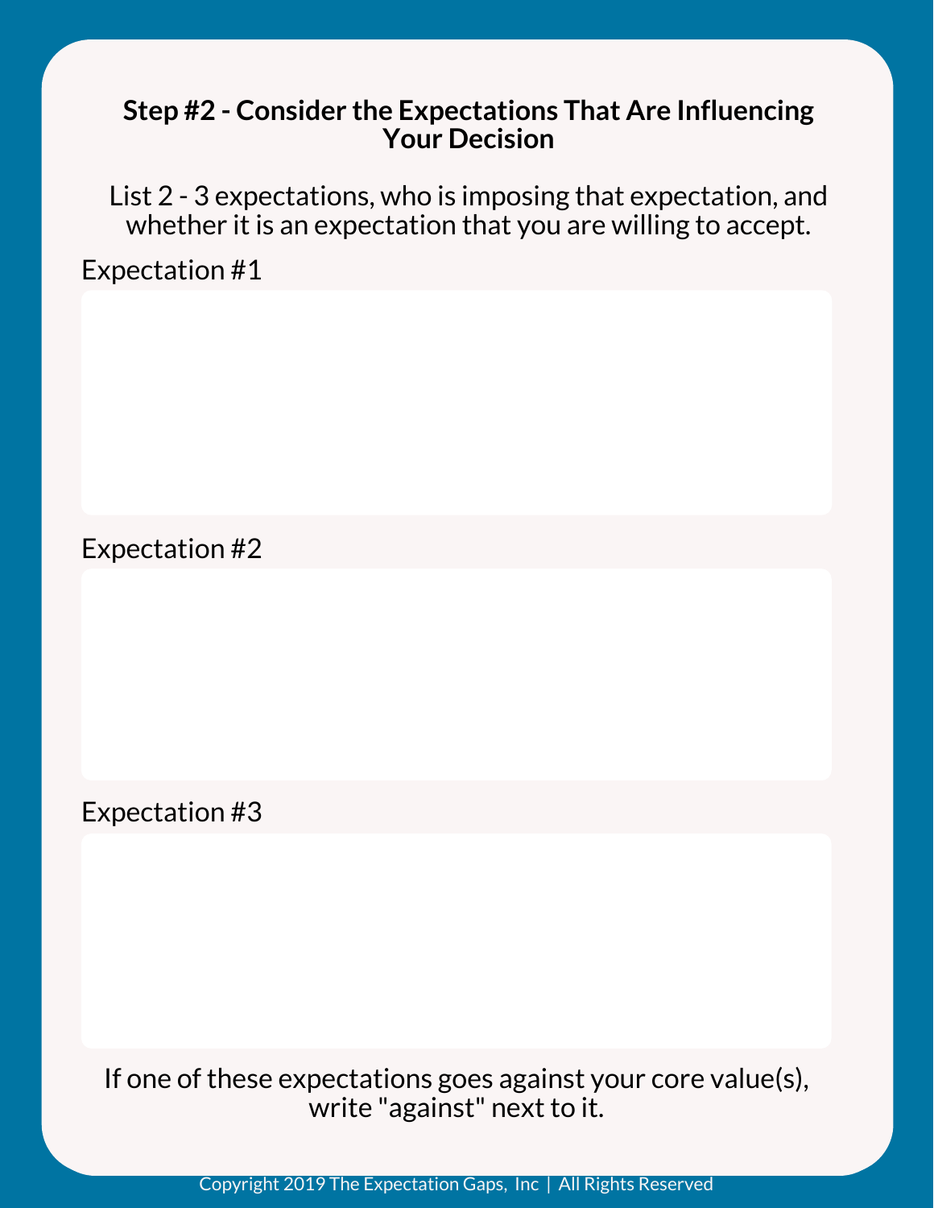## Step #2 - Consider the Expectations That Are Influencing Your Decision

List 2 - 3 expectations, who is imposing that expectation, and whether it is an expectation that you are willing to accept.

Expectation #1

Expectation #2

Expectation #3

If one of these expectations goes against your core value(s), write "against" next to it.

Copyright 2019 The Expectation Gaps, Inc | All Rights Reserved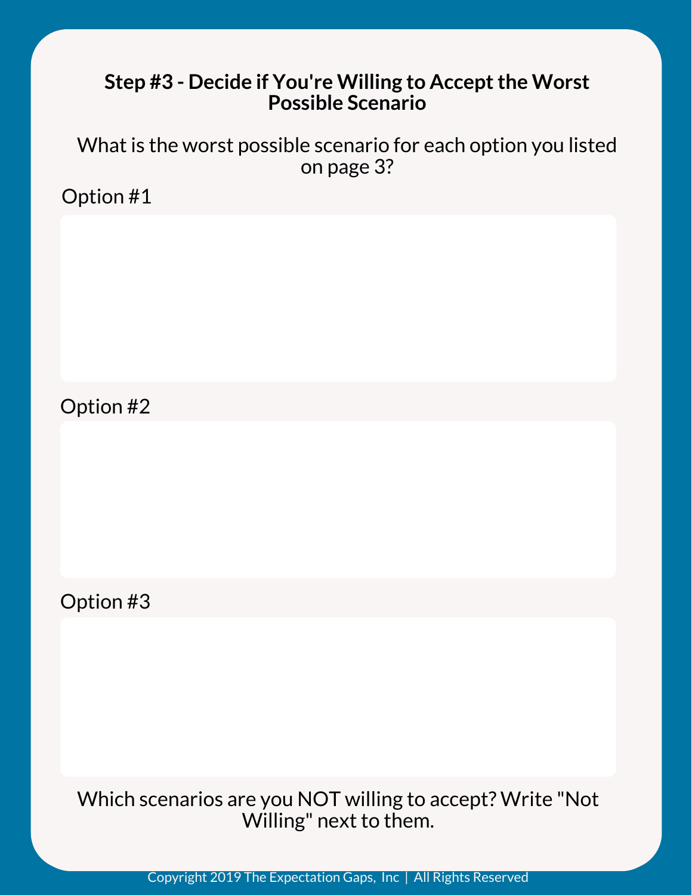## Step #3 - Decide if You're Willing to Accept the Worst Possible Scenario

What is the worst possible scenario for each option you listed on page 3?

Option #1

Option #2

Option #3

Which scenarios are you NOT willing to accept? Write "Not Willing" next to them.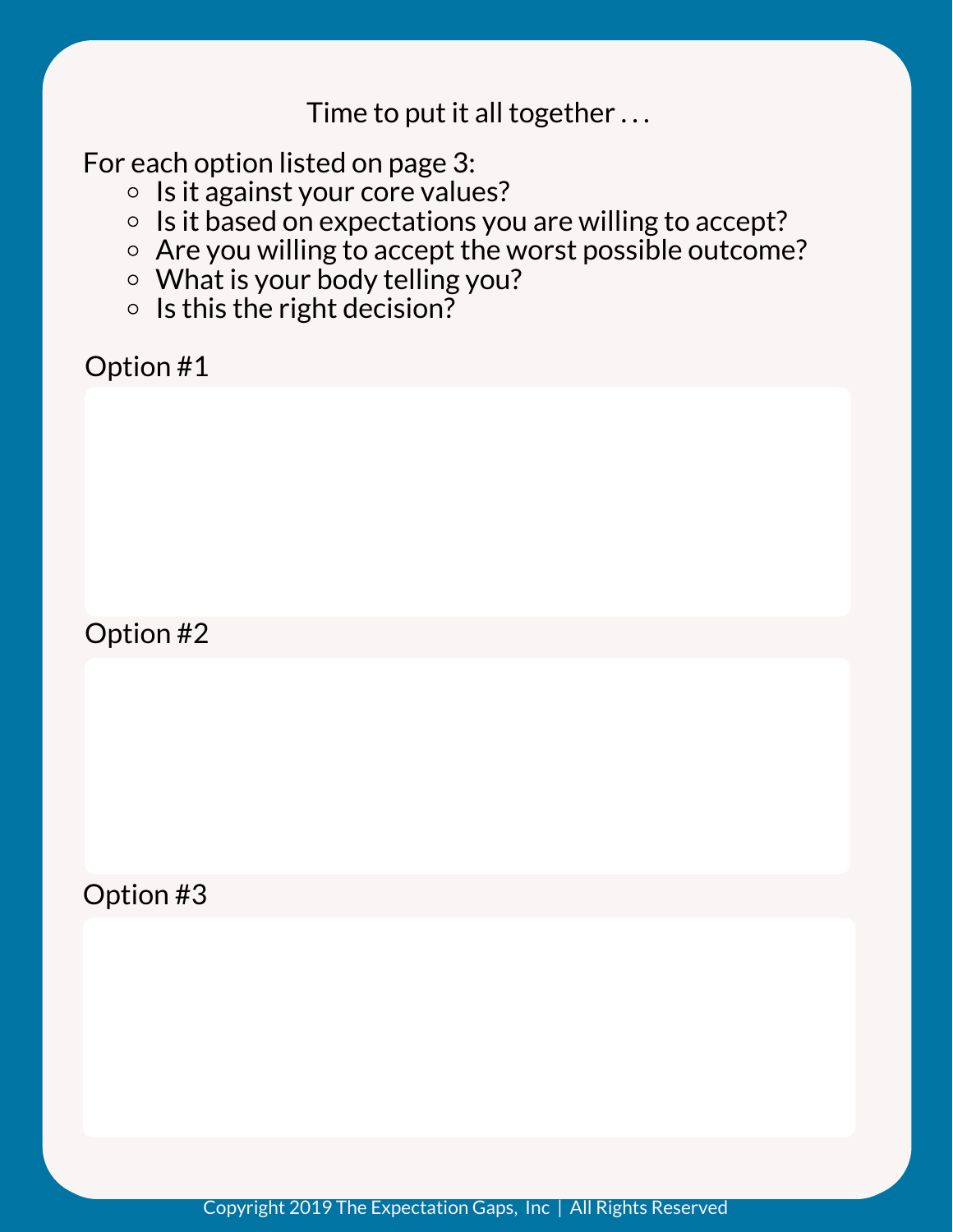Time to put it all together . . .

For each option listed on page 3:

- Is it against your core values?
- Is it based on expectations you are willing to accept?
- Are you willing to accept the worst possible outcome?
- What is your body telling you?
- Is this the right decision?

Option #1

Option #2

Option #3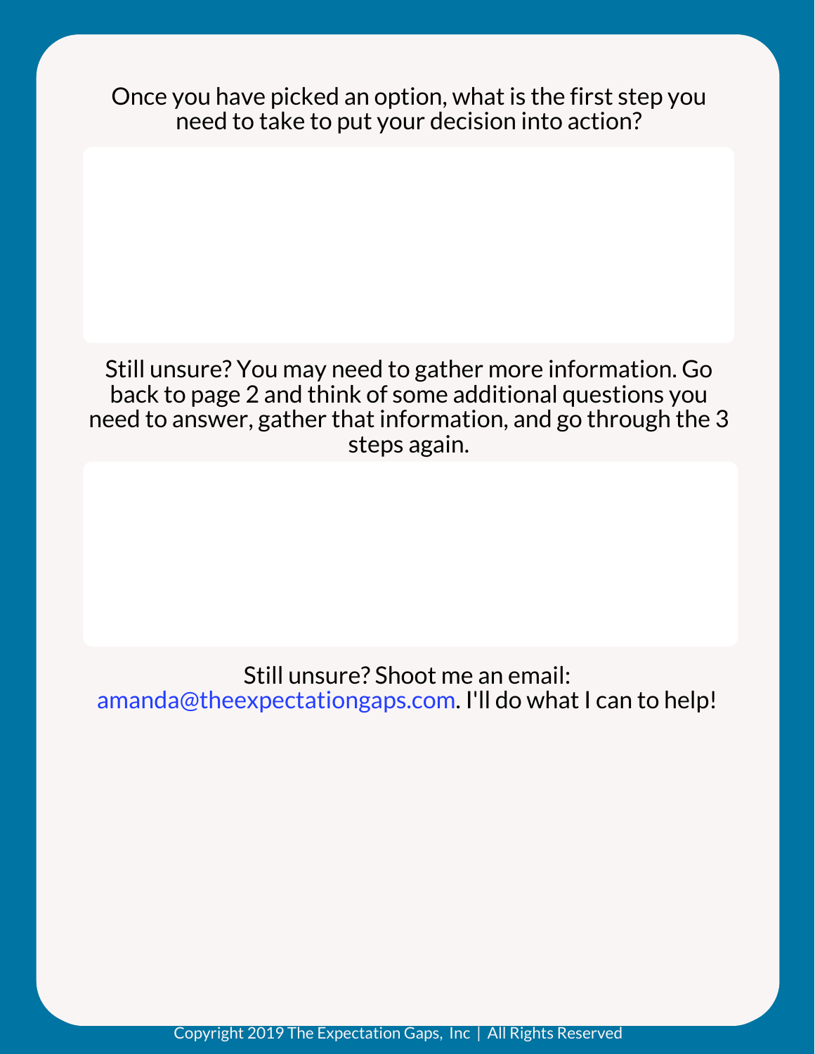Once you have picked an option, what is the first step you need to take to put your decision into action?

Still unsure? You may need to gather more information. Go back to page 2 and think of some additional questions you need to answer, gather that information, and go through the 3 steps again.

Still unsure? Shoot me an email: amanda@theexpectationgaps.com. I'll do what I can to help!

Copyright 2019 The Expectation Gaps, Inc | All Rights Reserved